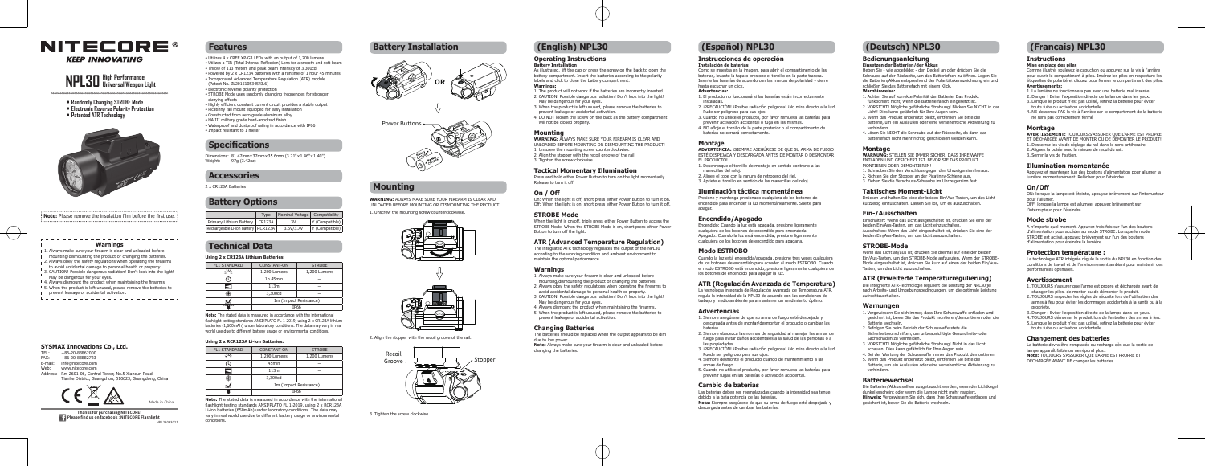# NITECORE®

**KEEP INNOVATING**

# NPL30 High Performance Universal Weapon Light

- Randomly Changing STROBE Mode
- Electronic Reverse Polarity Protection
- Patented ATR Technology

**Note:** Please remove the insulation film before the first use.

## Warnings

1. Always make sure your firearm is clear and unloaded before mounting/dismounting the product or changing the batteries.
2. Always obey the safety regulations when operating the firearms to avoid accidental damage to personal health or property.
3. CAUTION! Possible dangerous radiation! Don't look into the light! May be dangerous for your eyes.
4. Always dismount the product when maintaining the firearms.
5. When the product is left unused, please remove the batteries to prevent leakage or accidental activation.

## SYSMAX Innovations Co., Ltd.

TEL: +86-20-83862000
FAX: +86-20-83882723
E-mail: info@nitecore.com
Web: www.nitecore.com
Address: Rm 2601-06, Central Tower, No.5 Xiancun Road, Tianhe District, Guangzhou, 510623, Guangdong, China

Made in China

**Thanks for purchasing NITECORE!**
**Please find us on facebook : NITECORE Flashlight**

## Features

- Utilizes 4 x CREE XP-G3 LEDs with an output of 1,200 lumens
- Utilizes a TIR (Total Internal Reflection) Lens for a smooth and soft beam
- Throw of 113 meters and peak beam intensity of 3,300cd
- Powered by 2 x CR123A batteries with a runtime of 1 hour 45 minutes
- Incorporated Advanced Temperature Regulation (ATR) module (Patent No. ZL201510534543.6)
- Electronic reverse polarity protection
- STROBE Mode uses randomly changing frequencies for stronger dizzying effects
- Highly efficient constant current circuit provides a stable output
- Picatinny rail mount equipped for easy installation
- Constructed from aero grade aluminium alloy
- HA III military grade hard-anodized finish
- Waterproof and dustproof rating in accordance with IP66
- Impact resistant to 1 meter

## Specifications

Dimensions: 81.47mm×37mm×35.6mm (3.21"×1.46"×1.40")
Weight: 97g (3.42oz)

## Accessories

2 x CR123A Batteries

## Battery Options

| | Type | Nominal Voltage | Compatibility |
|---|---|---|---|
| Primary Lithium Battery | CR123A | 3V | Y (Compatible) |
| Rechargeable Li-ion Battery | RCR123A | 3.6V/3.7V | Y (Compatible) |

## Technical Data

### Using 2 x CR123A Lithium Batteries:

| FL1 STANDARD | CONSTANT-ON | STROBE |
|---|---|---|
| Output | 1,200 Lumens | 1,200 Lumens |
| Runtime | 1h 45min | — |
| Distance | 113m | — |
| Intensity | 3,300cd | — |
| Impact | 1m (Impact Resistance) | |
| Waterproof | IP66 | |

**Note:** The stated data is measured in accordance with the international flashlight testing standards ANSI/PLATO FL 1-2019, using 2 x CR123A lithium batteries (1,600mAh) under laboratory conditions. The data may vary in real world use due to different battery usage or environmental conditions.

### Using 2 x RCR123A Li-ion Batteries:

| FL1 STANDARD | CONSTANT-ON | STROBE |
|---|---|---|
| Output | 1,200 Lumens | 1,200 Lumens |
| Runtime | 45min | — |
| Distance | 113m | — |
| Intensity | 3,300cd | — |
| Impact | 1m (Impact Resistance) | |
| Waterproof | IP66 | |

**Note:** The stated data is measured in accordance with the international flashlight testing standards ANSI/PLATO FL 1-2019, using 2 x RCR123A Li-ion batteries (650mAh) under laboratory conditions. The data may vary in real world use due to different battery usage or environmental conditions.

## Battery Installation

OR

Power Buttons

## Mounting

**WARNING:** ALWAYS MAKE SURE YOUR FIREARM IS CLEAR AND UNLOADED BEFORE MOUNTING OR DISMOUNTING THE PRODUCT!

1. Unscrew the mounting screw counterclockwise.

2. Align the stopper with the recoil groove of the rail.

Recoil Groove

Stopper

3. Tighten the screw clockwise.

## (English) NPL30

### Operating Instructions

**Battery Installation**

As illustrated, lift the cap or press the screw on the back to open the battery compartment. Insert the batteries according to the polarity labels and click to close the battery compartment.

**Warnings:**

1. The product will not work if the batteries are incorrectly inserted.
2. CAUTION! Possible dangerous radiation! Don't look into the light! May be dangerous for your eyes.
3. When the product is left unused, please remove the batteries to prevent leakage or accidental activation.
4. DO NOT loosen the screw on the back as the battery compartment will not be closed properly.

### Mounting

**WARNING:** ALWAYS MAKE SURE YOUR FIREARM IS CLEAR AND UNLOADED BEFORE MOUNTING OR DISMOUNTING THE PRODUCT!

1. Unscrew the mounting screw counterclockwise.
2. Align the stopper with the recoil groove of the rail.
3. Tighten the screw clockwise.

### Tactical Momentary Illumination

Press and hold either Power Button to turn on the light momentarily. Release to turn it off.

### On / Off

On: When the light is off, short press either Power Button to turn it on.
Off: When the light is on, short press either Power Button to turn it off.

### STROBE Mode

When the light is on/off, triple press either Power Button to access the STROBE Mode. When the STROBE Mode is on, short press either Power Button to turn off the light.

### ATR (Advanced Temperature Regulation)

The integrated ATR technology regulates the output of the NPL30 according to the working condition and ambient environment to maintain the optimal performance.

### Warnings

1. Always make sure your firearm is clear and unloaded before mounting/dismounting the product or changing the batteries.
2. Always obey the safety regulations when operating the firearms to avoid accidental damage to personal health or property.
3. CAUTION! Possible dangerous radiation! Don't look into the light! May be dangerous for your eyes.
4. Always dismount the product when maintaining the firearms.
5. When the product is left unused, please remove the batteries to prevent leakage or accidental activation.

### Changing Batteries

The batteries should be replaced when the output appears to be dim due to low power.

**Note:** Always make sure your firearm is clear and unloaded before changing the batteries.

## (Español) NPL30

### Instrucciones de operación

**Instalación de baterías**

Como se muestra en la imagen, para abrir el compartimento de las baterías, levante la tapa o presione el tornillo en la parte trasera. Inserte las baterías de acuerdo con las marcas de polaridad y cierre hasta escuchar un click.

**Advertencias:**

1. El producto no funcionará si las baterías están incorrectamente instaladas.
2. ¡PRECAUCIÓN! ¡Posible radiación peligrosa! ¡No mire directo a la luz! Puede ser peligroso para sus ojos.
3. Cuando no utilice el producto, por favor remueva las baterías para prevenir activación accidental o fuga de las mismas.
4. NO afloje el tornillo de la parte posterior o el compartimento de baterías no cerrará correctamente.

### Montaje

**ADVERTENCIA:** ¡SIEMPRE ASEGÚRESE DE QUE SU ARMA DE FUEGO ESTÉ DESPEJADA Y DESCARGADA ANTES DE MONTAR O DESMONTAR EL PRODUCTO!

1. Desenrosque el tornillo de montaje en sentido contrario a las manecillas del reloj.
2. Alinee el tope con la ranura de retroceso del riel.
3. Apriete el tornillo en sentido de las manecillas del reloj.

### Iluminación táctica momentánea

Presione y mantenga presionado cualquiera de los botones de encendido para encender la luz momentáneamente. Suelte para apagar.

### Encendido/Apagado

Encendido: Cuando la luz está apagada, presione ligeramente cualquiera de los botones de encendido para encenderla.
Apagado: Cuando la luz está encendida, presione ligeramente cualquiera de los botones de encendido para apagarla.

### Modo ESTROBO

Cuando la luz está encendida/apagada, presione tres veces cualquiera de los botones de encendido para acceder al modo ESTROBO. Cuando el modo ESTROBO está encendido, presione ligeramente cualquiera de los botones de encendido para apagar la luz.

### ATR (Regulación Avanzada de Temperatura)

La tecnología integrada de Regulación Avanzada de Temperatura ATR, regula la intensidad de la NPL30 de acuerdo con las condiciones de trabajo y medio ambiente para mantener un rendimiento óptimo.

### Advertencias

1. Siempre asegúrese de que su arma de fuego esté despejada y descargada antes de montar/desmontar el producto o cambiar las baterías.
2. Siempre obedezca las normas de seguridad al manejar las armas de fuego para evitar daños accidentales a la salud de las personas o a las propiedades.
3. ¡PRECAUCIÓN! ¡Posible radiación peligrosa! ¡No mire directo a la luz! Puede ser peligroso para sus ojos.
4. Siempre desmonte el producto cuando de mantenimiento a las armas de fuego.
5. Cuando no utilice el producto, por favor remueva las baterías para prevenir fugas en las baterías o activación accidental.

### Cambio de baterías

Las baterías deben ser reemplazadas cuando la intensidad sea tenue debido a la baja potencia de las baterías.

**Nota:** Siempre asegúrese de que su arma de fuego esté despejada y descargada antes de cambiar las baterías.

## (Deutsch) NPL30

### Bedienungsanleitung

**Einsetzen der Batterien/der Akkus**

Heben Sie - wie abgebildet - den Deckel an oder drücken Sie die Schraube auf der Rückseite, um das Batteriefach zu öffnen. Legen Sie die Batterien/Akkus entsprechend der Polaritätskennzeichnung ein und schließen Sie das Batteriefach mit einem Klick.

**Warnhinweise:**

1. Achten Sie auf korrekte Polarität der Batterie. Das Produkt funktioniert nicht, wenn die Batterie falsch eingesetzt ist.
2. VORSICHT! Mögliche gefährliche Strahlung! Blicken Sie NICHT in das Licht! Dies kann gefährlich für Ihre Augen sein.
3. Wenn das Produkt unbenutzt bleibt, entfernen Sie bitte die Batterie, um ein Auslaufen oder eine versehentliche Aktivierung zu verhindern.
4. Lösen Sie NICHT die Schraube auf der Rückseite, da dann das Batteriefach nicht richtig geschlossen wird.

### Montage

**WARNUNG:** STELLEN SIE IMMER SICHER, DASS IHRE WAFFE ENTLADEN UND GESICHERT IST, BEVOR SIE DAS PRODUKT MONTIEREN ODER DEMONTIEREN!

1. Schrauben Sie den Verschluss gegen den Uhrzeigersinn heraus.
2. Richten Sie den Stopper an der Picatinny-Schiene aus.
3. Ziehen Sie die Verschluss-Schraube im Uhrzeigersinn fest.

### Taktisches Moment-Licht

Drücken und halten Sie eine der beiden Ein/Aus-Tasten, um das Licht kurzzeitig einzuschalten. Lassen Sie los, um es auszuschalten.

### Ein-/Ausschalten

Einschalten: Wenn das Licht ausgeschaltet ist, drücken Sie eine der beiden Ein/Aus-Tasten, um das Licht einzuschalten.
Ausschalten: Wenn das Licht eingeschaltet ist, drücken Sie eine der beiden Ein/Aus-Tasten, um das Licht auszuschalten.

### STROBE-Mode

Wenn das Licht an/aus ist, drücken Sie dreimal auf eine der beiden Ein/Aus-Tasten, um den STROBE-Mode aufzurufen. Wenn der STROBE-Mode eingeschaltet ist, drücken Sie kurz auf einen der beiden Ein/Aus-Tasten, um das Licht auszuschalten.

### ATR (Erweiterte Temperaturregulierung)

Die integrierte ATR-Technologie reguliert die Leistung der NPL30 je nach Arbeits- und Umgebungsbedingungen, um die optimale Leistung aufrechtzuerhalten.

### Warnungen

1. Vergewissern Sie sich immer, dass Ihre Schusswaffe entladen und gesichert ist, bevor Sie das Produkt montieren/demontieren oder die Batterie wechseln.
2. Befolgen Sie beim Betrieb der Schusswaffe stets die Sicherheitsvorschriften, um unbeabsichtigte Gesundheits- oder Sachschäden zu vermeiden.
3. VORSICHT! Mögliche gefährliche Strahlung! Nicht in das Licht schauen! Dies kann gefährlich für Ihre Augen sein.
4. Bei der Wartung der Schusswaffe immer das Produkt demontieren.
5. Wenn das Produkt unbenutzt bleibt, entfernen Sie bitte die Batterie, um ein Auslaufen oder eine versehentliche Aktivierung zu verhindern.

### Batteriewechsel

Die Batterien/Akkus sollten ausgetauscht werden, wenn der Lichtkegel dunkel erscheint oder wenn die Lampe nicht mehr reagiert.

**Hinweis:** Vergewissern Sie sich, dass Ihre Schusswaffe entladen und gesichert ist, bevor Sie die Batterie wechseln.

## (Francais) NPL30

### Instructions

**Mise en place des piles**

Comme illustré, soulevez le capuchon ou appuyez sur la vis à l'arrière pour ouvrir le compartiment à piles. Insérez les piles en respectant les étiquettes de polarité et cliquez pour fermer le compartiment des piles.

**Avertissements:**

1. La lumière ne fonctionnera pas avec une batterie mal insérée.
2. Danger ! Éviter l'exposition directe de la lampe dans les yeux.
3. Lorsque le produit n'est pas utilisé, retirez la batterie pour éviter toute fuite ou activation accidentelle.
4. NE desserrez PAS la vis à l'arrière car le compartiment de la batterie ne serra pas correctement fermé

### Montage

**AVERTISSEMENT:** TOUJOURS S'ASSURER QUE L'ARME EST PROPRE ET DÉCHARGÉE AVANT DE MONTER OU DE DÉMONTER LE PRODUIT!

1. Desserrez les vis de réglage du rail dans le sens antihoraire.
2. Alignez la butée avec la rainure de recul du rail.
3. Serrer la vis de fixation.

### Illumination momentanée

Appuyez et maintenez l'un des boutons d'alimentation pour allumer la lumière momentanément. Relâchez pour l'éteindre.

### On/Off

ON: lorsque la lampe est éteinte, appuyez brièvement sur l'interrupteur pour l'allumer.
OFF: lorsque la lampe est allumée, appuyez brièvement sur l'interrupteur pour l'éteindre.

### Mode strobe

A n'importe quel moment, Appuyez trois fois sur l'un des boutons d'alimentation pour accéder au mode STROBE. Lorsque le mode STROBE est activé, appuyez brièvement sur l'un des boutons d'alimentation pour éteindre la lumière

### Protection température :

La technologie ATR intégrée régule la sortie du NPL30 en fonction des conditions de travail et de l'environnement ambiant pour maintenir des performances optimales.

### Avertissement

1. TOUJOURS s'assurer que l'arme est propre et déchargée avant de changer les piles, de monter ou de démonter le produit.
2. TOUJOURS respecter les règles de sécurité lors de l'utilisation des armes à feu pour éviter les dommages accidentels à la santé ou à la propriété.
3. Danger : Éviter l'exposition directe de la lampe dans les yeux.
4. TOUJOURS démonter le produit lors de l'entretien des armes à feu.
5. Lorsque le produit n'est pas utilisé, retirez la batterie pour éviter toute fuite ou activation accidentelle.

### Changement des batteries

La batterie devra être remplacée ou recharge dès que la sortie de lampe apparait faible ou ne répond plus.

**Note:** TOUJOURS S'ASSURER QUE L'ARME EST PROPRE ET DÉCHARGÉE AVANT DE changer les batteries.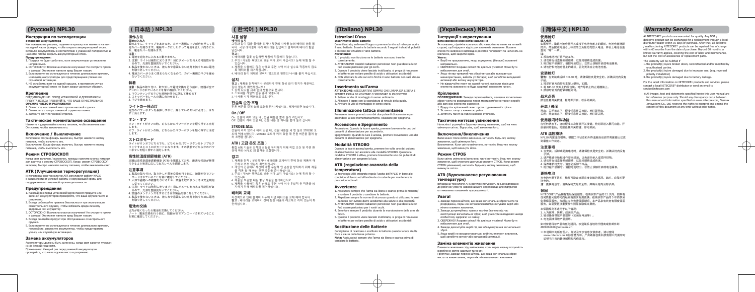# (Русский) NPL30

## Инструкция по эксплуатации

**Установка аккумулятора**

Как показано на рисунке, поверните крышку или нажмите на кнопку на задней части фонаря, чтобы открыть аккумуляторный отсек. Вставьте аккумуляторы в соответствии с указанной полярностью и нажмите, чтобы закрыть аккумуляторный отсек.

**Предупреждения:**

1. Продукт не будет работать, если аккумуляторы установлены неправильно.
2. ОСТОРОЖНО! Возможна опасное излучение! Не смотрите прямо в фонарь! Это может нанести вред Вашим глазам.
3. Если продукт не используется в течение длительного времени, извлеките аккумуляторы для предотвращения утечки или случайной активации.
4. НЕ ослабляйте винт на задней крышке, в противном случае аккумуляторный отсек не будет закрыт должным образом.

## Крепление

ПРЕДУПРЕЖДЕНИЕ: ПЕРЕД УСТАНОВКОЙ И ДЕМОНТАЖЕМ ПРОЕКТА ВСЕГДА ПРОВЕРЯЙТЕ, ЧТО ВАШЕ ОГНЕСТРЕЛЬНОЕ **ОРУЖИЕ ЧИСТО И РАЗРЯЖЕНО!**

1. Отвинтите монтажный винт против часовой стрелки.
2. Совместите стопор с канавкой спереди на планке.
3. Затяните винт по часовой стрелке.

## Тактическое моментальное освещение

Нажмите и удерживайте кнопку питания, чтобы включить свет. Отпустите, чтобы выключить его.

## Включение / Выключение

Включение: Когда фонарь выключен, быстро нажмите кнопку питания, чтобы включить его.
Выключение: Когда фонарь включен, быстро нажмите кнопку питания, чтобы выключить его.

## Режим СТРОБОСКОП

Когда свет включен / выключен, трижды нажмите кнопку питания для доступа к режиму СТРОБОСКОП. Когда режим СТРОБОСКОП включен, быстро нажмите кнопку питания, чтобы выключить свет.

## ATR (Улучшенная терморегуляция)

Интегрированная технология ATR регулирует работу NPL30 в зависимости от условий работы и окружающей среды для поддержания оптимальной производительности.

## Предупреждения

1. Каждый раз перед установкой/демонтажем продукта или заменой аккумуляторов проверяйте, что ваше оружие чисто и разряжено.
2. Всегда соблюдайте правила безопасности при эксплуатации огнестрельного оружия, чтобы избежать вреда личному здоровью или имуществу.
3. ОСТОРОЖНО! Возможна опасное излучение! Не смотрите прямо в фонарь! Это может нанести вред Вашим глазам.
4. Всегда снимайте продукт при обслуживании огнестрельного оружия.
5. Если продукт не используется в течение длительного времени, пожалуйста, извлеките аккумулятор, чтобы предотвратить утечку или случайную активацию.

## Замена аккумуляторов

Аккумуляторы должны быть заменены, когда свет кажется тусклым из-за низкой мощности.
Примечание: Каждый раз перед заменой аккумуляторов проверяйте, что ваше оружие чисто и разряжено.

# (日本語) NPL30

## 操作方法

**電池の入れ方**

図のように、キャップを回すか、カバー裏側のネジ部分を押して電池カバーを開けます。極性マークにしたがって電池を正しく向きに入れ、電池カバーを閉めます。

**注意：**

1. 電池を逆向きに入れると動きません。
2. 注意！ライトは強烈に光ります！目にダメージを与える可能性があるので、光源を直視しないでください。
3. 製品を長期間使わないときは、漏れや不意な点灯を防ぐため電池を取り外してください。
4. 電池カバーが正しく閉まらなくなるので、カバー裏側のネジを緩めないでください。

## 装着

注意：製品の取り付け、取り外しや電池交換を行う前に、銃器が空でアンロードされていることを常に確認してください。

1. マウンティングのネジを反時計回りに回して緩めます
2. ストッパーをレールの溝に合わせます。
3. ネジを締めます。

## ライトの一時点灯

銃のパワーボタンを長押しすると、押している間だけ点灯し、はなすと消えます。

## オン・オフ

オン：ライトがオフの時、どちらかのパワーボタンを短く押すと点灯します。
オフ：ライトがオンの時、どちらかのパワーボタンを短く押すと消灯します。

## ストロボモード

ライトがオン/オフどちらでも、どちらかのパワーボタンをトリプルクリックするとストロボモードになります。その状態でどちらかのパワーボタンを短く押すと消灯します。

## 高性能温度調節機能 (ATR)

本機は高性能温度調節機能 (ATR) を搭載しており、最適な性能が発揮できるよう状況に応じて出力レベルを調節します。

## 注意事項

1. 製品の取り付け、取り外しや電池交換を行う前に、銃器が空でアンロードされていることを常に確認してください。
2. 人体や財物への損害を防ぐため、銃器を取り扱うときは安全規則に従ってください。
3. 注意！ライトは強烈に光ります！目にダメージを与える可能性があるので、光源を直視しないでください。
4. 銃器のメンテナンスをするときは本製品を取り外してください。
5. 製品を長期間使わないときは、漏れや不意な点灯を防ぐため電池を取り外してください。

## 電池の交換

出力が暗くなったら電池を交換してください。
ノート：電池交換を行う前に、銃器が空でアンロードされていることを常に確認してください。

# (한국어) NPL30

## 사용 설명

**배터리 설치**

그림과 같이 캡을 돌리거나 뒷면의 나사를 눌러 배터리 함을 엽니다. 극성 레이블에 따라 배터리를 삽입하고 클릭하여 배터리 함을 닫습니다.

**경고：**

1. 배터리를 잘못 삽입하면 제품이 작동하지 않습니다.
2. 주의 : 가능한 유해 광선! 빛을 직접 보지 마십시오! 눈에 위험 할 수 있습니다.
3. 제품을 사용하지 않은 상태로 두면 누액 또는 실수로 작동하지 않도록 배터리를 제거하십시오.
4. 배터리 함이 제대로 닫혀지 않으므로 뒷면의 나사를 풀지 마십시오.

## 설치

경고 : 제품을 장착하거나 분리하기 전에 항상 화기 장치가 깨끗하고 비어 있는지 확인하십시오!

1. 장착 나사를 시계 반대 방향으로 풉니다.
2. 스토퍼를 레일의 앞 홈에 맞춥니다.
3. 나사를 시계 방향으로 조입니다.

## 전술적 순간 조명

전원 버튼을 길게 눌러 조명을 켜십시오. 해제하려면 놓습니다.

## On / Off

On: 전원이 꺼져 있을 때, 전원 버튼을 눌러 켜십시오.
Off: 전원이 켜져 있을 때, 전원 버튼 중 하나를 짧게 눌러 끕니다.

## STROBE 모드

전원이 켜져 있거나 꺼져 있을 때, 전원 버튼을 세 번 눌러 STROBE 모드에 액세스합니다. STROBE 모드가 켜져 있을 때 전원 버튼을 짧게 눌러 조명을 끕니다.

## ATR (고급 온도 조절)

통합 ATR 기술은 최적의 성능을 유지하기 위해 작업 조건 및 주변 환경에 따라 NPL30 의 출력을 조절합니다.

## 경고

1. 제품을 장착 / 분리하거나 배터리를 교체하기 전에 항상 화기를 깨끗하고 비어 있는지 확인하십시오.
2. 개인의 건강이나 재산에 대한 유해 성을 피할 수 있도록 화기 취급 관련 안전 규정을 준수하십시오.
3. 주의 : 가능한 유해 광선! 빛을 직접 보지 마십시오! 눈에 위험 할 수 있습니다.
4. 제품을 보관할 때는 항상 제품을 분리하십시오.
5. 제품을 사용하지 않은 상태로 두면 누액 또는 실수로 작동하지 않도록 배터리를 제거하십시오.

## 배터리 교체

낮은 출력으로 인해 출력이 어두워지면 배터리를 교체해야 합니다.
알림 : 배터리를 교체하기 전에 항상 화기를 깨끗하고 비어 있는지 확인하십시오.

# (Italiano) NPL30

## Istruzioni D'uso

**Inserimento delle Batterie**

Come illustrato, sollevare il tappo o premere la vite sul retro per aprire il vano batterie. Inserire le batterie secondo i segnali indicati di polarità e cliccare per chiudere il vano batterie.

**Avvertenze:**

1. Il prodotto non funziona se le batterie non sono inserite correttamente.
2. ATTENZIONE! Possibili radiazioni pericolose! Non guardare la luce! Può essere pericoloso per gli occhi.
3. Quando il prodotto viene lasciato inutilizzato, si prega di rimuovere le batterie per evitare perdite di acido o attivazioni accidentali.
4. NON allentare la vite sul retro finché il vano batterie non sarà chiuso correttamente.

## Inserimento sull'arma

**ATTENZIONE:** ASSICURATEVI SEMPRE CHE L'ARMA SIA LIBERA E SCARICA PRIMA DI MONTARE O SMONTARE IL PRODOTTO!

1. Svitare la vite di montaggio in senso antiorario.
2. Allineare il tappo con la scanalatura di rincuto della guida.
3. Avvitare la vite di montaggio in senso orario.

## Illuminazione tattica momentanea

Premere e tenere premuto uno dei due pulsanti di accensione per accendere la luce momentaneamente. Rilasciare per spegnerla.

## Accensione e Spegnimento

Accensione: Quando la luce è spenta, premere brevemente uno dei pulsanti di alimentazione per accenderla.
Spegnimento: Quando la luce è accesa, premere brevemente uno dei pulsanti di alimentazione per spegnere la luce.

## Modalità STROBO

Quando la luce è accesa/spenta, premere tre volte uno dei pulsanti di alimentazione per accedere alla modalità STROBO. Quando la modalità STROBO è attiva, premere brevemente uno dei pulsanti di alimentazione per spegnere la luce.

## ATR (regolazione avanzata della temperatura)

La tecnologia ATR integrata regola l'uscita dell'NPL30 in base alle condizioni di lavoro ed all'ambiente circostante per mantenere le prestazioni ottimali.

## Avvertenze

1. Assicurarsi sempre che l'arma sia libera e scarica prima di montare/smontare il prodotto e cambiare le batterie.
2. Rispettare sempre le norme di sicurezza quando si utilizzano le armi da fuoco per evitare danni accidentali alla salute o alla proprietà.
3. ATTENZIONE! Possibili radiazioni pericolose! Non guardare la luce! Può essere pericoloso per gli occhi.
4. Smontare sempre il prodotto durante la manutenzione delle armi da fuoco.
5. Quando il prodotto viene lasciato inutilizzato, si prega di rimuovere le batterie per evitare perdite di acido o attivazioni accidentali.

## Sostituzione delle Batterie

Consigliamo di ricaricare o sostituire le batterie quando la luce risulta fioca a causa della bassa potenza.
**Nota:** Assicurarsi sempre che l'arma sia libera e scarica prima di cambiare le batterie.

# (Українська) NPL30

## Інструкції з користування

**Встановлення елементів живлення**

Як показано, підніміть ковпачок або натисніть на гвинт на тильній стороні, щоб відкрити відсік для елементів живлення. Вставте елементи живлення відповідно до міток полярності та натисніть на ковпачок, щоб закрити відсік.

**Увага:**

- Виріб не працюватиме, якщо акумулятор (батарея) вставлено неправильно.
- ОБЕРЕЖНО! Кохаран світло! Не дивіться у світло! Може бути небезпечним для очей.
- Якщо світер тривалий час зберігається або залишається невикористаним, вийміть акумулятор, щоб запобігти випадковій активації або витоку акумулятора.
- Не відкручуйте гвинт на задній панелі, оскільки відсік для елементів живлення не буде закритий належним чином.

## Кріплення

**ПОПЕРЕДЖЕННЯ:** Завжди переконайтеся, що ваша вогнепальна зброя чиста та розряджена перед монтажем/демонтажем виробу або заміною елементів живлення.

1. Відкрутіть кріпильний гвинт проти годинникової стрілки.
2. Вставте стопор з канавкою рейки.
3. Затягніть гвинт за годинниковою стрілкою.

## Тактичне миттєве увімкнення

Натисніть і утримуйте будь-яку кнопку живлення, щоб на мить увімкнути світло. Відпустіть, щоб вимкнути його.

## Включення/Вимкнення

Включення: Коли світло вимкнено, натисніть будь-яку кнопку живлення, щоб увімкнути його.
Вимкнення: Коли світло ввімкнене, натисніть будь-яку кнопку живлення, щоб вимкнути його.

## Режим СТРОБ

Коли світло увімкнено/вимкнено, тричі натисніть будь-яку кнопку живлення, щоб отримати доступ до режиму СТРОБ. Коли режим СТРОБ увімкнений, натисніть будь-яку кнопку живлення, щоб вимкнути світло.

## ATR (Вдосконалене регулювання температури)

Вбудована технологія ATR регулює потужність NPL30 відповідно до робочих умов та навколишнього середовища для підтримки оптимальних показників працездатності.

## Увага!

1. Завжди переконайтеся, що ваша вогнепальна зброя чиста та розряджена, перш ніж встановлювати/демонтувати виріб або міняти елементи живлення.
2. Завжди дотримуйтесь правил техніки безпеки під час експлуатації вогнепальної зброї, щоб уникнути випадкової шкоди особистому здоров'ю чи майну.
3. ОБЕРЕЖНО! Кохаран світло! Не дивіться у світло! Може бути небезпечним для очей.
4. Завжди демонтуйте виріб під час обслуговування вогнепальної зброї.
5. Якщо виріб не використовується, вийміть елемент живлення, щоб запобігти витоку або випадковій активації.

## Заміна елементів живлення

Елементи живлення слід замінювати, коли через низьку потужність виробник світло здається тьмяним.
Примітка: Завжди переконайтесь, що ваша вогнепальна зброя чиста та розряджена, перш ніж міняти елемент живлення.

# (简体中文) NPL30

## 使用说明

**装入电池**

如图所示，旋松电池仓盖并或按下电池仓盖上的螺丝，打开电池仓盖，按照电池正负极标识装入电池后，将电池仓盖盖好，电池仓盖直到"咔"一声。

**注：**

1. 反装电池则灯将不能工作。
2. 请勿将光线直接照射眼睛，以免对眼睛造成伤害。
3. 若灯具长期不使用，请将电池取出，以防止电池漏液及误操作。
4. 请勿拧松电池仓盖上的螺丝，否则无法盖上电池仓盖。

## 安装枪灯

警告：与安装或拆卸NPL30前，请确保枪支是安全的，并确认枪支无子弹。

1. 将固定杆方向旋开安装上螺丝，如图。
2. 将 NPL30 安装上到导轨，对齐导轨上的止滑槽孔。
3. 顺时针方向拧紧螺丝即可。

## 战术点亮

按住任意开关按键，枪灯即开启，松手即关。

## 开启 / 关闭

开启：关闭状态下，短按任意开关按键，枪灯即开启。
关闭：开启状态下，短按任意开关按键，枪灯即关闭。

## 使用爆闪特殊功能

在任何状态下，连续短按三次任意开关按键，枪灯即进入爆闪功能，开启爆闪功能后，短按任意开关按键，即可关闭。

## ATR 温控模块

NPL30 内置温控模块，根据工作状态和外界温度自动调节亮度输出以达到最佳工作状态。

## 注意事项

1. 拆安装、拆卸或更换电池时，请确保枪支是安全的，并确认枪支无子弹。
2. 遵守枪支使用规范，以免造成严重的财产和人体伤害。
3. 请勿将光线直接照射眼睛，以免对眼睛造成伤害。
4. 保养维护枪支时，请务必拆卸下本品。
5. 若灯具长期不使用，请将电池取出，以防止电池漏液及误操作。

## 更换电池

当电池电量不足时，枪灯可能会出现亮度衰减的情况，此时，应及时更换电池。
注：更换电池时，请确保枪支是安全的，并确认枪支无子弹。

## 保固

NITECORE® 产品享有有限保固服务。在购买之日起 15 天内，如果有任何质量问题的可向经销商要求免费更换。在购买之日起 5 年内发生免费保固服务，在超过 5 年免费保固期后，本产品享有终身有限维修服务。但更换部件需要收取相关成本费用。

本保固服务在以下情况下终止：

1. 人为破坏，拆装，改装本产品。
2. 错误操作导致产品损坏（如装反电池等）。
3. 电池漏液导致产品损坏。

如对保修相关产品有任何疑问，欢迎联系当地的代理商或发邮件到 400880 6628@nitecore.cn

※ 本说明书所有图片、文字及文字等信息仅供参考。请以 NITECORE 产品实物为准。广州高蓝创新科技有限公司拥有对说明书内容的最终解释和修改权。

# Warranty Service

All NITECORE® products are warranted for quality. Any DOA / defective product can be exchanged for a replacement through a local distributor/dealer within 15 days of purchase. After that, all defective / malfunctioning NITECORE® products can be repaired free of charge within 60 months from the date of purchase. Beyond 60 months, a limited warranty applies, covering the cost of labor and maintenance, but not the cost of accessories or replacement parts.

The warranty will be nullified if

1. the product(s) is/are broken down, reconstructed and/or modified by unauthorized parties.
2. the product(s) is/are damaged due to improper use. (e.g. reversely polarity installation)
3. the product(s) is/are damaged due to battery leakage.

For the latest information on NITECORE® products and services, please contact a local NITECORE® distributor or send an email to service@nitecore.com

※ All images, text and statements specified herein this user manual are for reference purpose only. Should any discrepancy occur between this manual and information specified on www.nitecore.com, Sysmax Innovations Co., Ltd. reserves the rights to interpret and amend the content of this document at any time without prior notice.